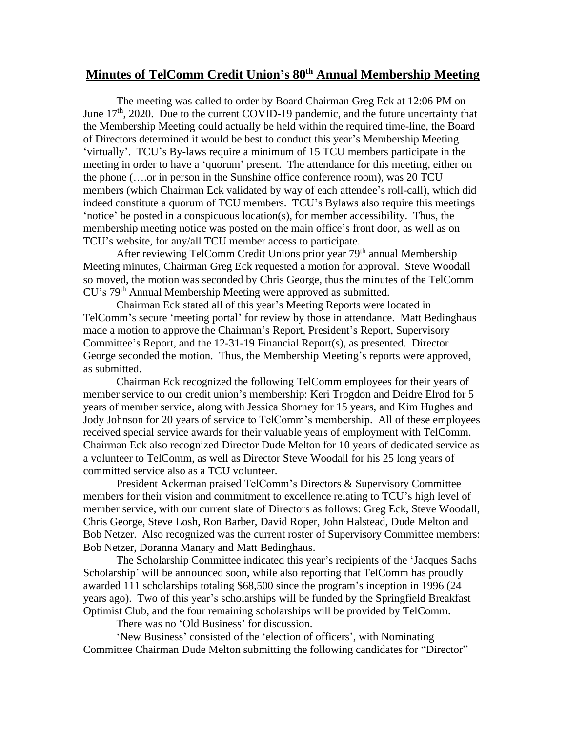# Minutes of TelComm Credit Union's 80th Annual Membership Meeting

The meeting was called to order by Board Chairman Greg Eck at 12:06 PM on June 17th, 2020. Due to the current COVID-19 pandemic, and the future uncertainty that the Membership Meeting could actually be held within the required time-line, the Board of Directors determined it would be best to conduct this year's Membership Meeting 'virtually'. TCU's By-laws require a minimum of 15 TCU members participate in the meeting in order to have a 'quorum' present. The attendance for this meeting, either on the phone (….or in person in the Sunshine office conference room), was 20 TCU members (which Chairman Eck validated by way of each attendee's roll-call), which did indeed constitute a quorum of TCU members. TCU's Bylaws also require this meetings 'notice' be posted in a conspicuous location(s), for member accessibility. Thus, the membership meeting notice was posted on the main office's front door, as well as on TCU's website, for any/all TCU member access to participate.

After reviewing TelComm Credit Unions prior year 79th annual Membership Meeting minutes, Chairman Greg Eck requested a motion for approval. Steve Woodall so moved, the motion was seconded by Chris George, thus the minutes of the TelComm CU's 79th Annual Membership Meeting were approved as submitted.

Chairman Eck stated all of this year's Meeting Reports were located in TelComm's secure 'meeting portal' for review by those in attendance. Matt Bedinghaus made a motion to approve the Chairman's Report, President's Report, Supervisory Committee's Report, and the 12-31-19 Financial Report(s), as presented. Director George seconded the motion. Thus, the Membership Meeting's reports were approved, as submitted.

Chairman Eck recognized the following TelComm employees for their years of member service to our credit union's membership: Keri Trogdon and Deidre Elrod for 5 years of member service, along with Jessica Shorney for 15 years, and Kim Hughes and Jody Johnson for 20 years of service to TelComm's membership. All of these employees received special service awards for their valuable years of employment with TelComm. Chairman Eck also recognized Director Dude Melton for 10 years of dedicated service as a volunteer to TelComm, as well as Director Steve Woodall for his 25 long years of committed service also as a TCU volunteer.

President Ackerman praised TelComm's Directors & Supervisory Committee members for their vision and commitment to excellence relating to TCU's high level of member service, with our current slate of Directors as follows: Greg Eck, Steve Woodall, Chris George, Steve Losh, Ron Barber, David Roper, John Halstead, Dude Melton and Bob Netzer. Also recognized was the current roster of Supervisory Committee members: Bob Netzer, Doranna Manary and Matt Bedinghaus.

The Scholarship Committee indicated this year's recipients of the 'Jacques Sachs Scholarship' will be announced soon, while also reporting that TelComm has proudly awarded 111 scholarships totaling $68,500 since the program's inception in 1996 (24 years ago). Two of this year's scholarships will be funded by the Springfield Breakfast Optimist Club, and the four remaining scholarships will be provided by TelComm.

There was no 'Old Business' for discussion.

'New Business' consisted of the 'election of officers', with Nominating Committee Chairman Dude Melton submitting the following candidates for "Director"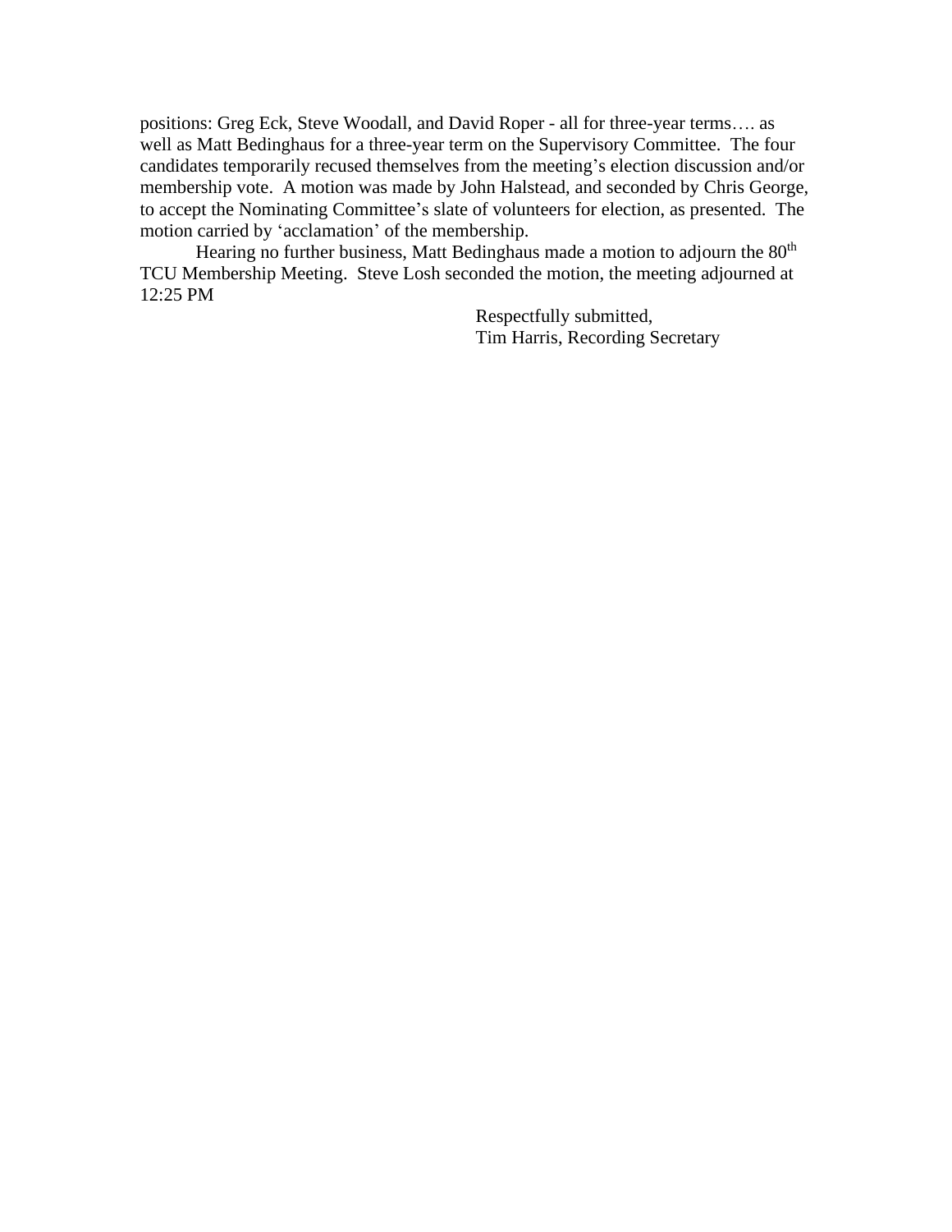positions: Greg Eck, Steve Woodall, and David Roper - all for three-year terms…. as well as Matt Bedinghaus for a three-year term on the Supervisory Committee. The four candidates temporarily recused themselves from the meeting's election discussion and/or membership vote. A motion was made by John Halstead, and seconded by Chris George, to accept the Nominating Committee's slate of volunteers for election, as presented. The motion carried by 'acclamation' of the membership.

Hearing no further business, Matt Bedinghaus made a motion to adjourn the 80th TCU Membership Meeting. Steve Losh seconded the motion, the meeting adjourned at 12:25 PM

Respectfully submitted,
Tim Harris, Recording Secretary